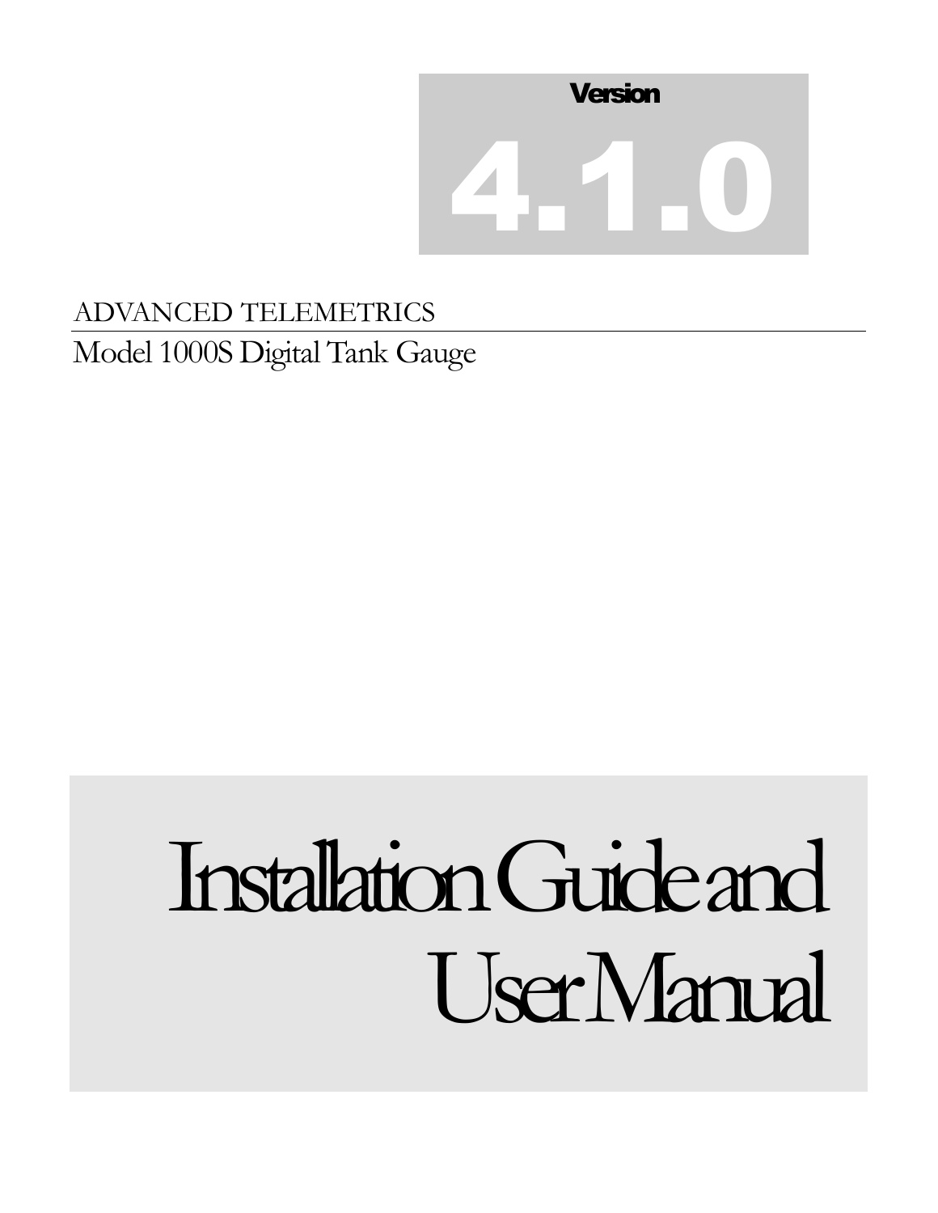Version

# 4.1.0

ADVANCED TELEMETRICS

Model 1000S Digital Tank Gauge

# Installation Guide and User Manual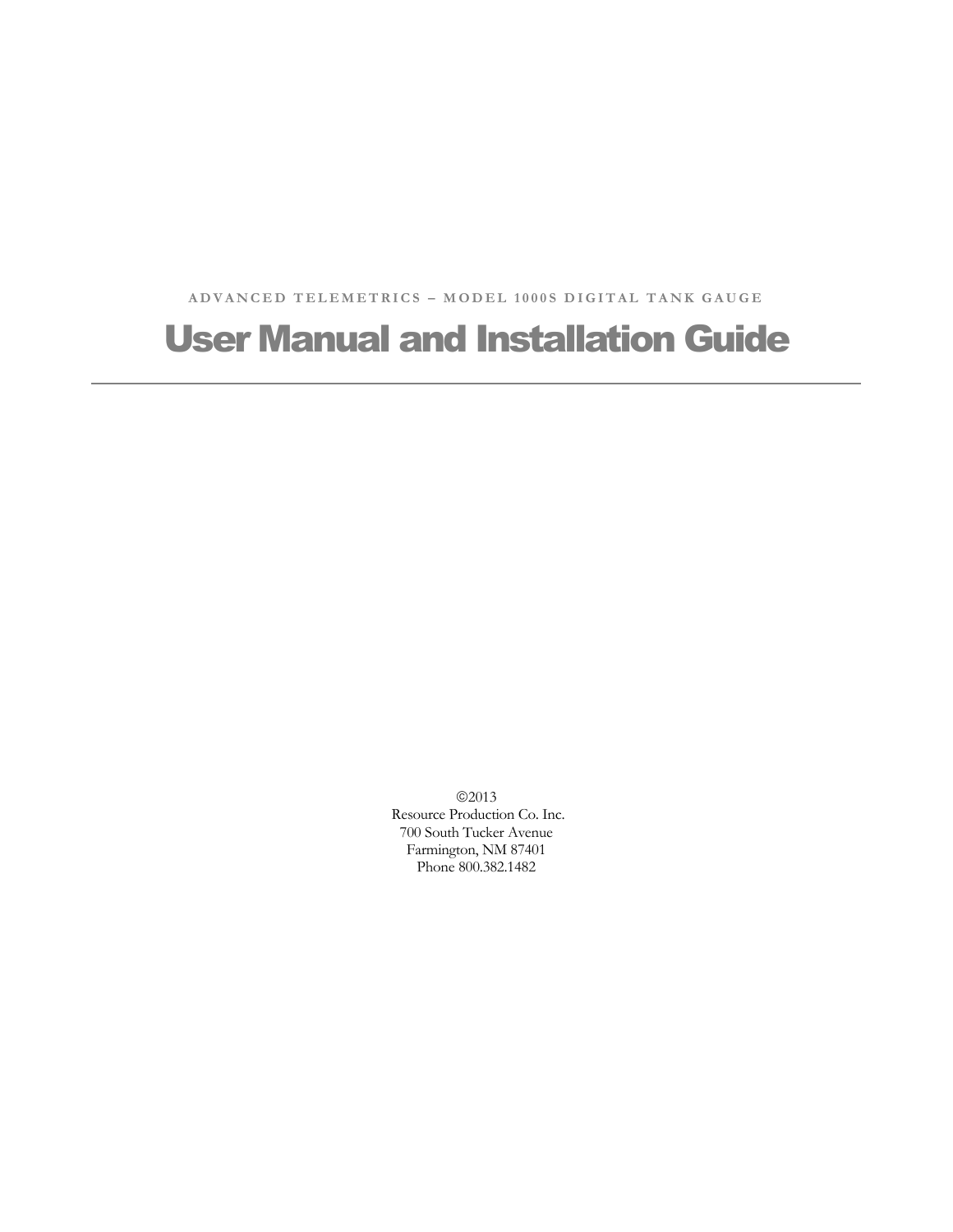ADVANCED TELEMETRICS – MODEL 1000S DIGITAL TANK GAUGE

# User Manual and Installation Guide

---

©2013
Resource Production Co. Inc.
700 South Tucker Avenue
Farmington, NM 87401
Phone 800.382.1482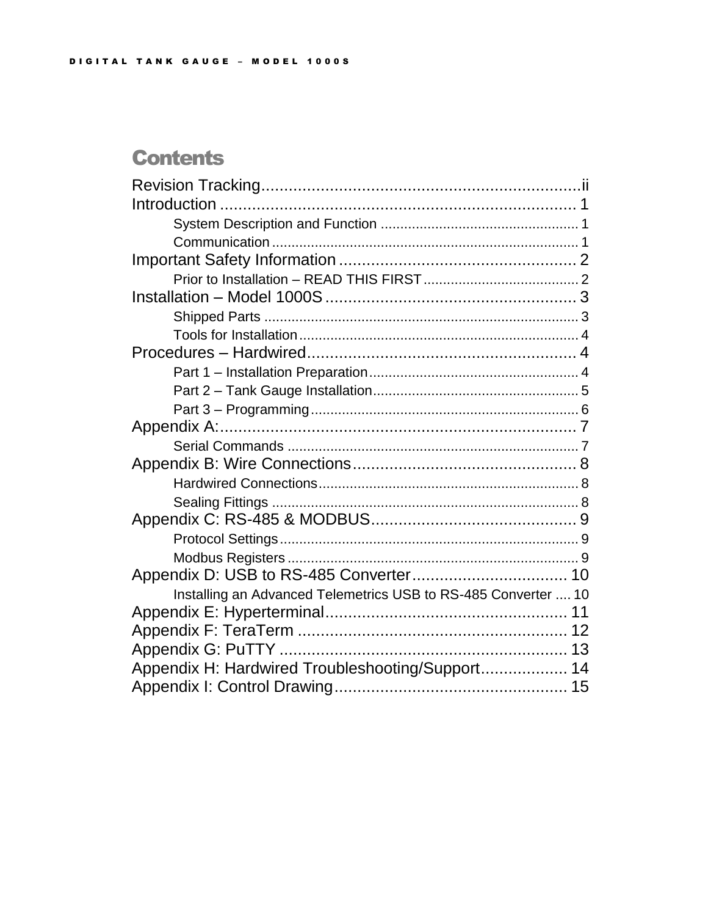# Contents

Revision Tracking....................................................................ii
Introduction ............................................................................ 1
- System Description and Function ................................................... 1
- Communication ............................................................................. 1

Important Safety Information .................................................... 2
- Prior to Installation – READ THIS FIRST ........................................ 2

Installation – Model 1000S ....................................................... 3
- Shipped Parts ................................................................................ 3
- Tools for Installation ....................................................................... 4

Procedures – Hardwired........................................................... 4
- Part 1 – Installation Preparation...................................................... 4
- Part 2 – Tank Gauge Installation..................................................... 5
- Part 3 – Programming..................................................................... 6

Appendix A:............................................................................. 7
- Serial Commands ........................................................................... 7

Appendix B: Wire Connections................................................. 8
- Hardwired Connections................................................................... 8
- Sealing Fittings .............................................................................. 8

Appendix C: RS-485 & MODBUS............................................. 9
- Protocol Settings............................................................................ 9
- Modbus Registers .......................................................................... 9

Appendix D: USB to RS-485 Converter.................................. 10
- Installing an Advanced Telemetrics USB to RS-485 Converter .... 10

Appendix E: Hyperterminal..................................................... 11
Appendix F: TeraTerm ........................................................... 12
Appendix G: PuTTY .............................................................. 13
Appendix H: Hardwired Troubleshooting/Support................... 14
Appendix I: Control Drawing................................................... 15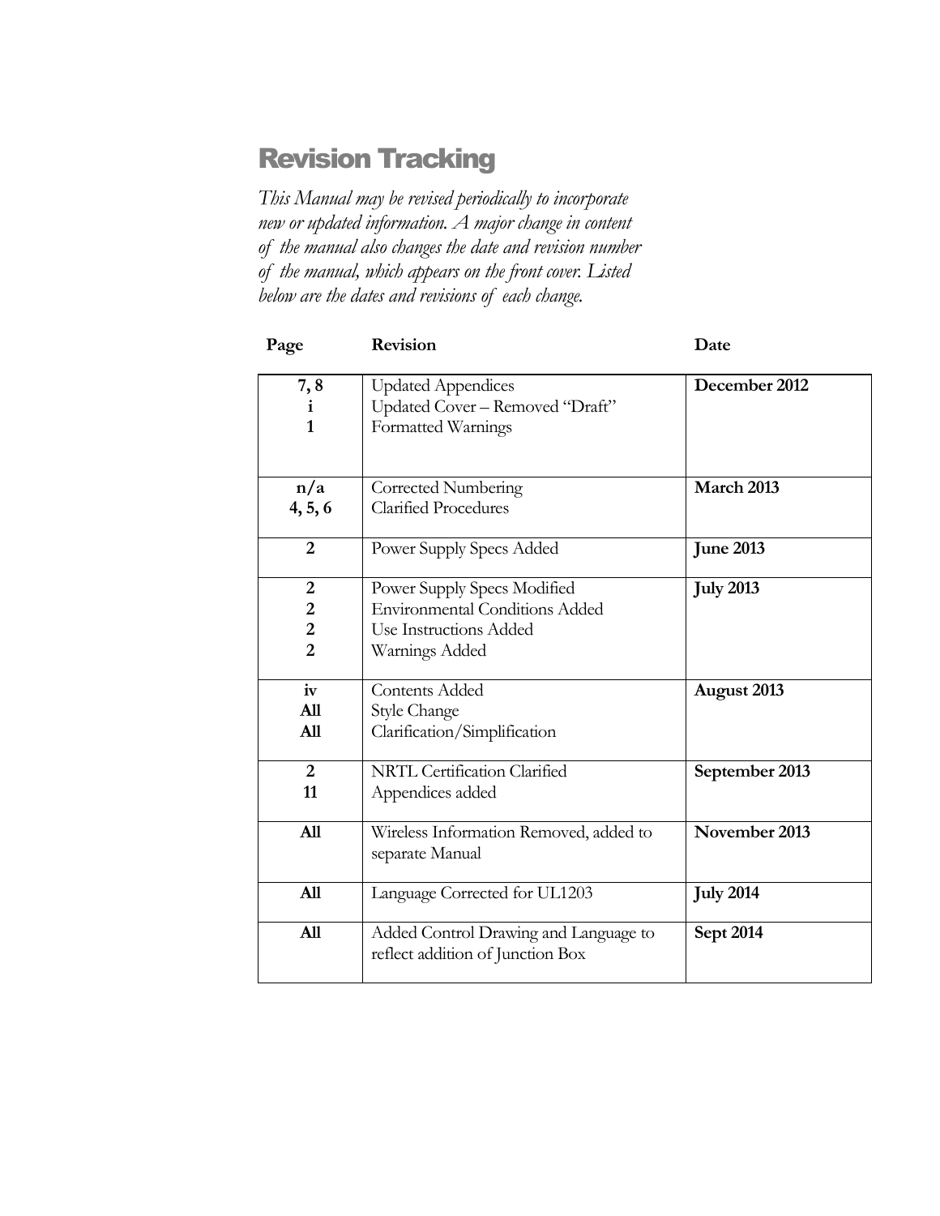# Revision Tracking

*This Manual may be revised periodically to incorporate new or updated information. A major change in content of the manual also changes the date and revision number of the manual, which appears on the front cover. Listed below are the dates and revisions of each change.*

| Page | Revision | Date |
|---|---|---|
| **7, 8**<br>**i**<br>**1** | Updated Appendices<br>Updated Cover – Removed "Draft"<br>Formatted Warnings | **December 2012** |
| **n/a**<br>**4, 5, 6** | Corrected Numbering<br>Clarified Procedures | **March 2013** |
| **2** | Power Supply Specs Added | **June 2013** |
| **2**<br>**2**<br>**2**<br>**2** | Power Supply Specs Modified<br>Environmental Conditions Added<br>Use Instructions Added<br>Warnings Added | **July 2013** |
| **iv**<br>**All**<br>**All** | Contents Added<br>Style Change<br>Clarification/Simplification | **August 2013** |
| **2**<br>**11** | NRTL Certification Clarified<br>Appendices added | **September 2013** |
| **All** | Wireless Information Removed, added to separate Manual | **November 2013** |
| **All** | Language Corrected for UL1203 | **July 2014** |
| **All** | Added Control Drawing and Language to reflect addition of Junction Box | **Sept 2014** |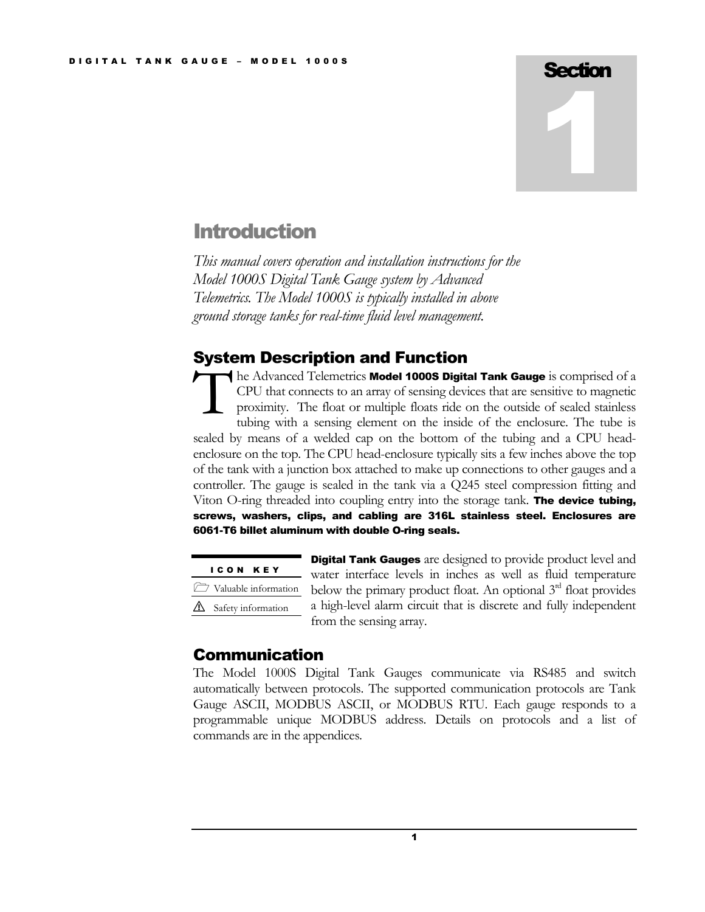# Section 1

## Introduction

*This manual covers operation and installation instructions for the Model 1000S Digital Tank Gauge system by Advanced Telemetrics. The Model 1000S is typically installed in above ground storage tanks for real-time fluid level management.*

### System Description and Function

The Advanced Telemetrics **Model 1000S Digital Tank Gauge** is comprised of a CPU that connects to an array of sensing devices that are sensitive to magnetic proximity. The float or multiple floats ride on the outside of sealed stainless tubing with a sensing element on the inside of the enclosure. The tube is sealed by means of a welded cap on the bottom of the tubing and a CPU head-enclosure on the top. The CPU head-enclosure typically sits a few inches above the top of the tank with a junction box attached to make up connections to other gauges and a controller. The gauge is sealed in the tank via a Q245 steel compression fitting and Viton O-ring threaded into coupling entry into the storage tank. **The device tubing, screws, washers, clips, and cabling are 316L stainless steel. Enclosures are 6061-T6 billet aluminum with double O-ring seals.**

| ICON KEY |
|---|
| 🗀 Valuable information |
| ⚠ Safety information |

**Digital Tank Gauges** are designed to provide product level and water interface levels in inches as well as fluid temperature below the primary product float. An optional 3rd float provides a high-level alarm circuit that is discrete and fully independent from the sensing array.

### Communication

The Model 1000S Digital Tank Gauges communicate via RS485 and switch automatically between protocols. The supported communication protocols are Tank Gauge ASCII, MODBUS ASCII, or MODBUS RTU. Each gauge responds to a programmable unique MODBUS address. Details on protocols and a list of commands are in the appendices.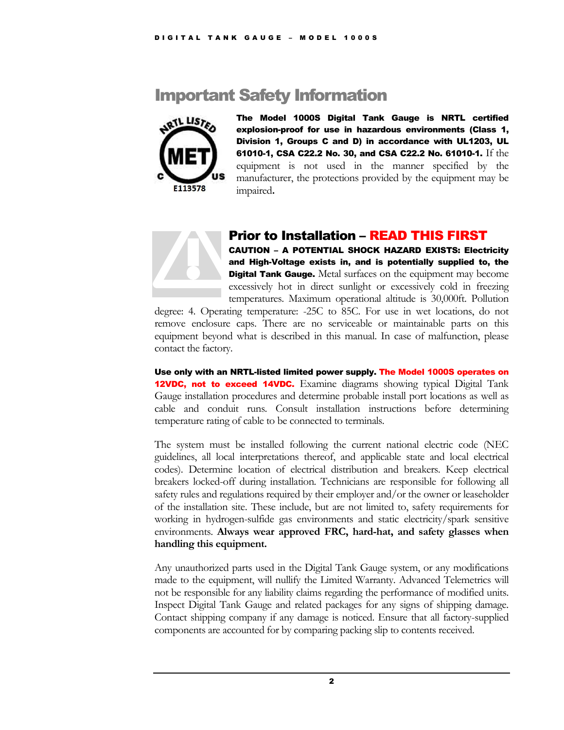# Important Safety Information

**The Model 1000S Digital Tank Gauge is NRTL certified explosion-proof for use in hazardous environments (Class 1, Division 1, Groups C and D) in accordance with UL1203, UL 61010-1, CSA C22.2 No. 30, and CSA C22.2 No. 61010-1.** If the equipment is not used in the manner specified by the manufacturer, the protections provided by the equipment may be impaired.

## Prior to Installation – READ THIS FIRST

**CAUTION – A POTENTIAL SHOCK HAZARD EXISTS: Electricity and High-Voltage exists in, and is potentially supplied to, the Digital Tank Gauge.** Metal surfaces on the equipment may become excessively hot in direct sunlight or excessively cold in freezing temperatures. Maximum operational altitude is 30,000ft. Pollution degree: 4. Operating temperature: -25C to 85C. For use in wet locations, do not remove enclosure caps. There are no serviceable or maintainable parts on this equipment beyond what is described in this manual. In case of malfunction, please contact the factory.

**Use only with an NRTL-listed limited power supply. The Model 1000S operates on 12VDC, not to exceed 14VDC.** Examine diagrams showing typical Digital Tank Gauge installation procedures and determine probable install port locations as well as cable and conduit runs. Consult installation instructions before determining temperature rating of cable to be connected to terminals.

The system must be installed following the current national electric code (NEC guidelines, all local interpretations thereof, and applicable state and local electrical codes). Determine location of electrical distribution and breakers. Keep electrical breakers locked-off during installation. Technicians are responsible for following all safety rules and regulations required by their employer and/or the owner or leaseholder of the installation site. These include, but are not limited to, safety requirements for working in hydrogen-sulfide gas environments and static electricity/spark sensitive environments. **Always wear approved FRC, hard-hat, and safety glasses when handling this equipment.**

Any unauthorized parts used in the Digital Tank Gauge system, or any modifications made to the equipment, will nullify the Limited Warranty. Advanced Telemetrics will not be responsible for any liability claims regarding the performance of modified units. Inspect Digital Tank Gauge and related packages for any signs of shipping damage. Contact shipping company if any damage is noticed. Ensure that all factory-supplied components are accounted for by comparing packing slip to contents received.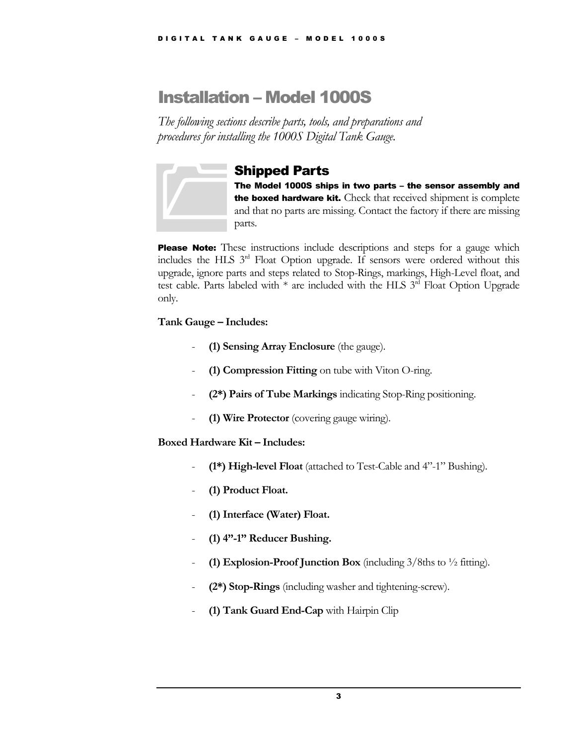# Installation – Model 1000S

*The following sections describe parts, tools, and preparations and procedures for installing the 1000S Digital Tank Gauge.*

## Shipped Parts

**The Model 1000S ships in two parts – the sensor assembly and the boxed hardware kit.** Check that received shipment is complete and that no parts are missing. Contact the factory if there are missing parts.

**Please Note:** These instructions include descriptions and steps for a gauge which includes the HLS 3rd Float Option upgrade. If sensors were ordered without this upgrade, ignore parts and steps related to Stop-Rings, markings, High-Level float, and test cable. Parts labeled with * are included with the HLS 3rd Float Option Upgrade only.

**Tank Gauge – Includes:**

- **(1) Sensing Array Enclosure** (the gauge).
- **(1) Compression Fitting** on tube with Viton O-ring.
- **(2*) Pairs of Tube Markings** indicating Stop-Ring positioning.
- **(1) Wire Protector** (covering gauge wiring).

**Boxed Hardware Kit – Includes:**

- **(1*) High-level Float** (attached to Test-Cable and 4"-1" Bushing).
- **(1) Product Float.**
- **(1) Interface (Water) Float.**
- **(1) 4"-1" Reducer Bushing.**
- **(1) Explosion-Proof Junction Box** (including 3/8ths to ½ fitting).
- **(2*) Stop-Rings** (including washer and tightening-screw).
- **(1) Tank Guard End-Cap** with Hairpin Clip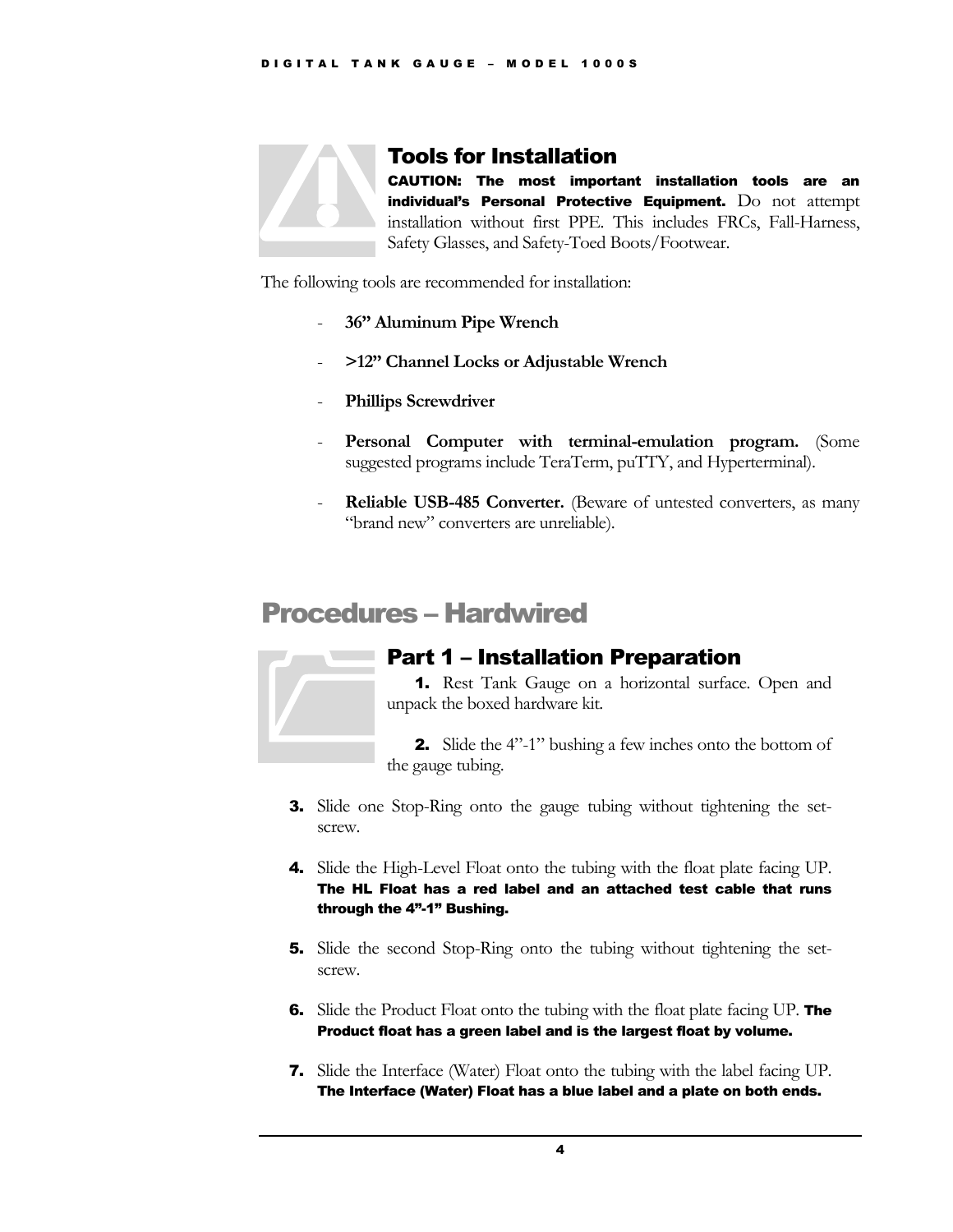### Tools for Installation

**CAUTION: The most important installation tools are an individual's Personal Protective Equipment.** Do not attempt installation without first PPE. This includes FRCs, Fall-Harness, Safety Glasses, and Safety-Toed Boots/Footwear.

The following tools are recommended for installation:

- **36" Aluminum Pipe Wrench**
- **>12" Channel Locks or Adjustable Wrench**
- **Phillips Screwdriver**
- **Personal Computer with terminal-emulation program.** (Some suggested programs include TeraTerm, puTTY, and Hyperterminal).
- **Reliable USB-485 Converter.** (Beware of untested converters, as many "brand new" converters are unreliable).

## Procedures – Hardwired

### Part 1 – Installation Preparation

**1.** Rest Tank Gauge on a horizontal surface. Open and unpack the boxed hardware kit.

**2.** Slide the 4"-1" bushing a few inches onto the bottom of the gauge tubing.

**3.** Slide one Stop-Ring onto the gauge tubing without tightening the set-screw.

**4.** Slide the High-Level Float onto the tubing with the float plate facing UP. **The HL Float has a red label and an attached test cable that runs through the 4"-1" Bushing.**

**5.** Slide the second Stop-Ring onto the tubing without tightening the set-screw.

**6.** Slide the Product Float onto the tubing with the float plate facing UP. **The Product float has a green label and is the largest float by volume.**

**7.** Slide the Interface (Water) Float onto the tubing with the label facing UP. **The Interface (Water) Float has a blue label and a plate on both ends.**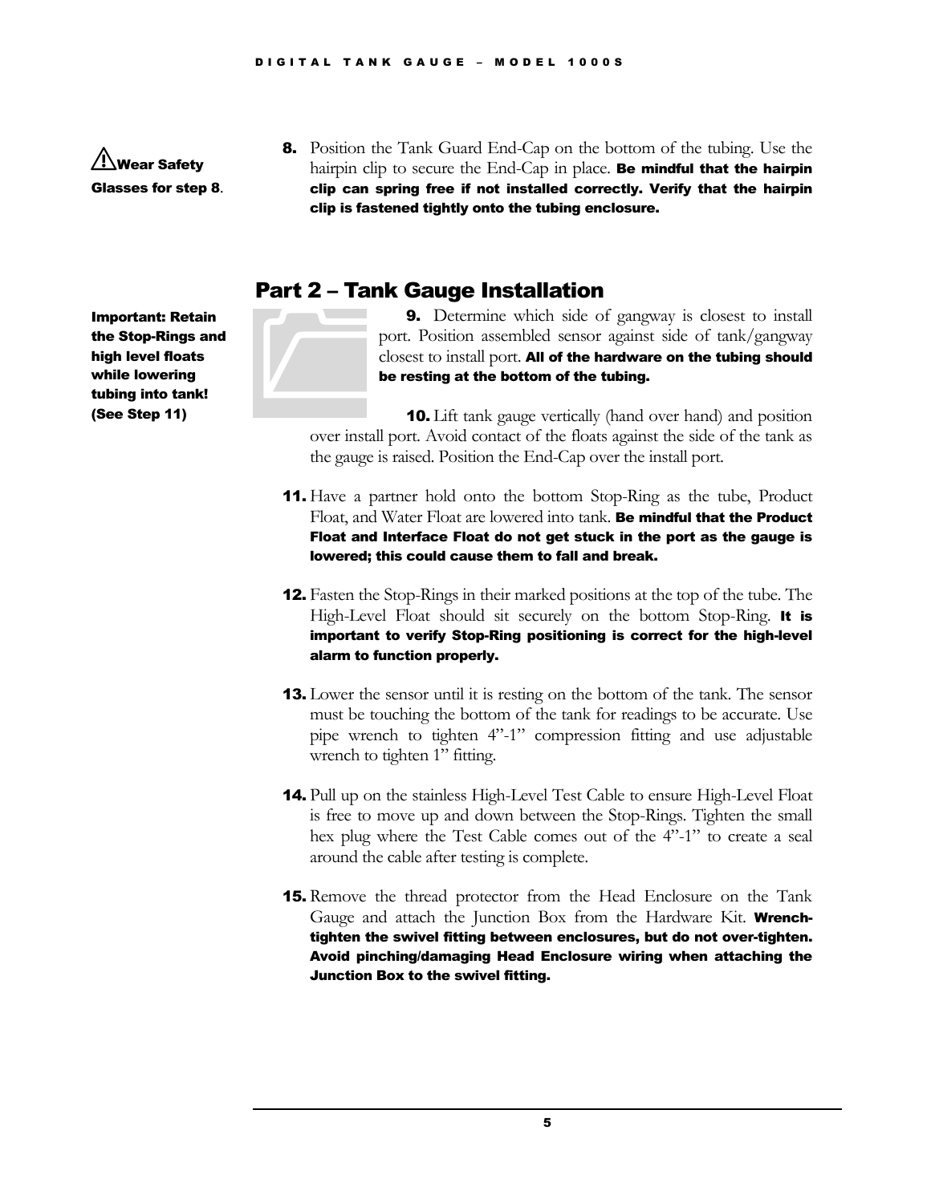⚠ **Wear Safety Glasses for step 8**.

**8.** Position the Tank Guard End-Cap on the bottom of the tubing. Use the hairpin clip to secure the End-Cap in place. **Be mindful that the hairpin clip can spring free if not installed correctly. Verify that the hairpin clip is fastened tightly onto the tubing enclosure.**

## Part 2 – Tank Gauge Installation

**Important: Retain the Stop-Rings and high level floats while lowering tubing into tank! (See Step 11)**

**9.** Determine which side of gangway is closest to install port. Position assembled sensor against side of tank/gangway closest to install port. **All of the hardware on the tubing should be resting at the bottom of the tubing.**

**10.** Lift tank gauge vertically (hand over hand) and position over install port. Avoid contact of the floats against the side of the tank as the gauge is raised. Position the End-Cap over the install port.

**11.** Have a partner hold onto the bottom Stop-Ring as the tube, Product Float, and Water Float are lowered into tank. **Be mindful that the Product Float and Interface Float do not get stuck in the port as the gauge is lowered; this could cause them to fall and break.**

**12.** Fasten the Stop-Rings in their marked positions at the top of the tube. The High-Level Float should sit securely on the bottom Stop-Ring. **It is important to verify Stop-Ring positioning is correct for the high-level alarm to function properly.**

**13.** Lower the sensor until it is resting on the bottom of the tank. The sensor must be touching the bottom of the tank for readings to be accurate. Use pipe wrench to tighten 4"-1" compression fitting and use adjustable wrench to tighten 1" fitting.

**14.** Pull up on the stainless High-Level Test Cable to ensure High-Level Float is free to move up and down between the Stop-Rings. Tighten the small hex plug where the Test Cable comes out of the 4"-1" to create a seal around the cable after testing is complete.

**15.** Remove the thread protector from the Head Enclosure on the Tank Gauge and attach the Junction Box from the Hardware Kit. **Wrench-tighten the swivel fitting between enclosures, but do not over-tighten. Avoid pinching/damaging Head Enclosure wiring when attaching the Junction Box to the swivel fitting.**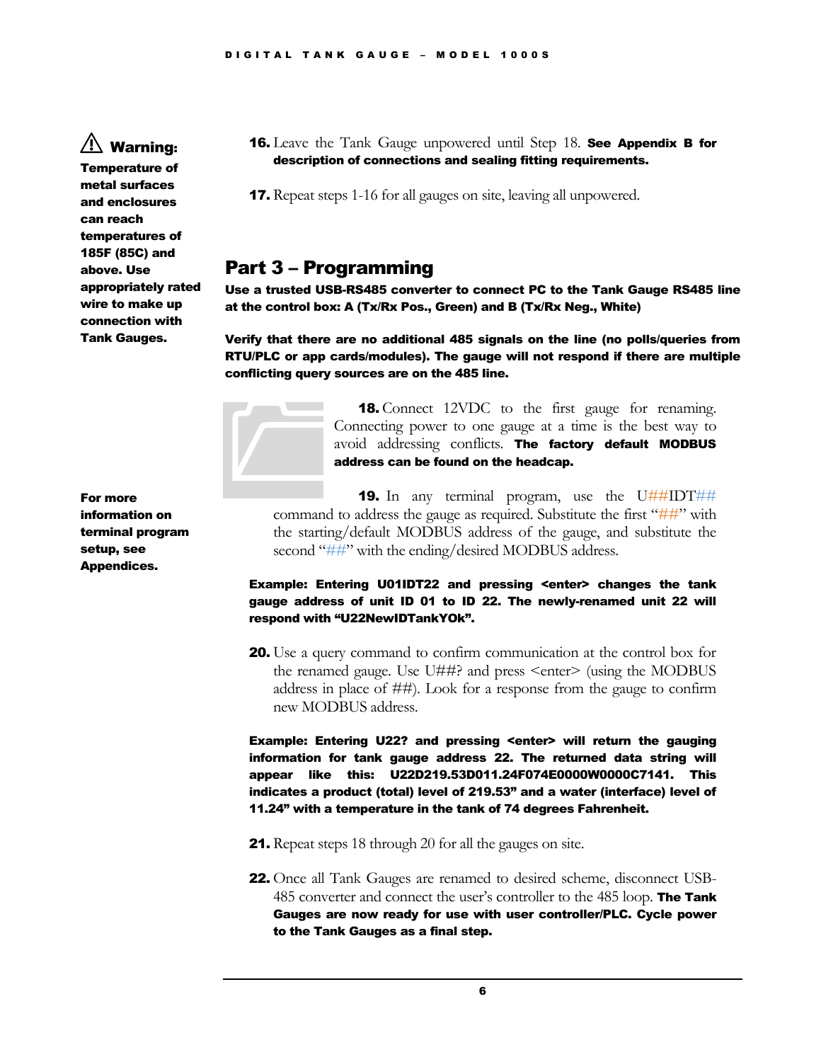⚠ **Warning:**

**Temperature of metal surfaces and enclosures can reach temperatures of 185F (85C) and above. Use appropriately rated wire to make up connection with Tank Gauges.**

16. Leave the Tank Gauge unpowered until Step 18. **See Appendix B for description of connections and sealing fitting requirements.**

17. Repeat steps 1-16 for all gauges on site, leaving all unpowered.

## Part 3 – Programming

**Use a trusted USB-RS485 converter to connect PC to the Tank Gauge RS485 line at the control box: A (Tx/Rx Pos., Green) and B (Tx/Rx Neg., White)**

**Verify that there are no additional 485 signals on the line (no polls/queries from RTU/PLC or app cards/modules). The gauge will not respond if there are multiple conflicting query sources are on the 485 line.**

18. Connect 12VDC to the first gauge for renaming. Connecting power to one gauge at a time is the best way to avoid addressing conflicts. **The factory default MODBUS address can be found on the headcap.**

**For more information on terminal program setup, see Appendices.**

19. In any terminal program, use the U##IDT## command to address the gauge as required. Substitute the first "##" with the starting/default MODBUS address of the gauge, and substitute the second "##" with the ending/desired MODBUS address.

**Example: Entering U01IDT22 and pressing <enter> changes the tank gauge address of unit ID 01 to ID 22. The newly-renamed unit 22 will respond with "U22NewIDTankYOk".**

20. Use a query command to confirm communication at the control box for the renamed gauge. Use U##? and press <enter> (using the MODBUS address in place of ##). Look for a response from the gauge to confirm new MODBUS address.

**Example: Entering U22? and pressing <enter> will return the gauging information for tank gauge address 22. The returned data string will appear like this: U22D219.53D011.24F074E0000W0000C7141. This indicates a product (total) level of 219.53" and a water (interface) level of 11.24" with a temperature in the tank of 74 degrees Fahrenheit.**

21. Repeat steps 18 through 20 for all the gauges on site.

22. Once all Tank Gauges are renamed to desired scheme, disconnect USB-485 converter and connect the user's controller to the 485 loop. **The Tank Gauges are now ready for use with user controller/PLC. Cycle power to the Tank Gauges as a final step.**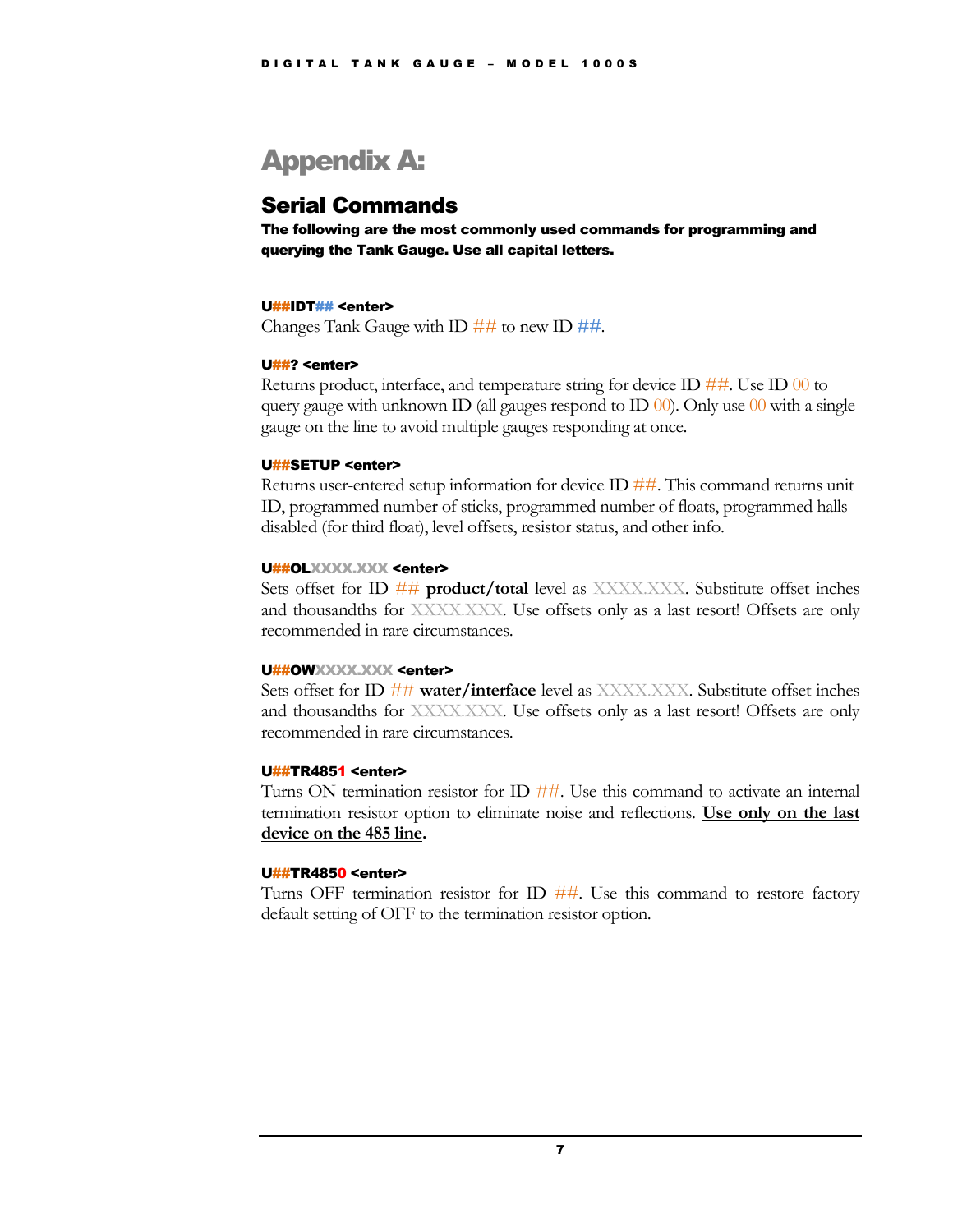# Appendix A:

## Serial Commands

**The following are the most commonly used commands for programming and querying the Tank Gauge. Use all capital letters.**

**U##IDT## <enter>**

Changes Tank Gauge with ID ## to new ID ##.

**U##? <enter>**

Returns product, interface, and temperature string for device ID ##. Use ID 00 to query gauge with unknown ID (all gauges respond to ID 00). Only use 00 with a single gauge on the line to avoid multiple gauges responding at once.

**U##SETUP <enter>**

Returns user-entered setup information for device ID ##. This command returns unit ID, programmed number of sticks, programmed number of floats, programmed halls disabled (for third float), level offsets, resistor status, and other info.

**U##OLXXXX.XXX <enter>**

Sets offset for ID ## **product/total** level as XXXX.XXX. Substitute offset inches and thousandths for XXXX.XXX. Use offsets only as a last resort! Offsets are only recommended in rare circumstances.

**U##OWXXXX.XXX <enter>**

Sets offset for ID ## **water/interface** level as XXXX.XXX. Substitute offset inches and thousandths for XXXX.XXX. Use offsets only as a last resort! Offsets are only recommended in rare circumstances.

**U##TR4851 <enter>**

Turns ON termination resistor for ID ##. Use this command to activate an internal termination resistor option to eliminate noise and reflections. **Use only on the last device on the 485 line.**

**U##TR4850 <enter>**

Turns OFF termination resistor for ID ##. Use this command to restore factory default setting of OFF to the termination resistor option.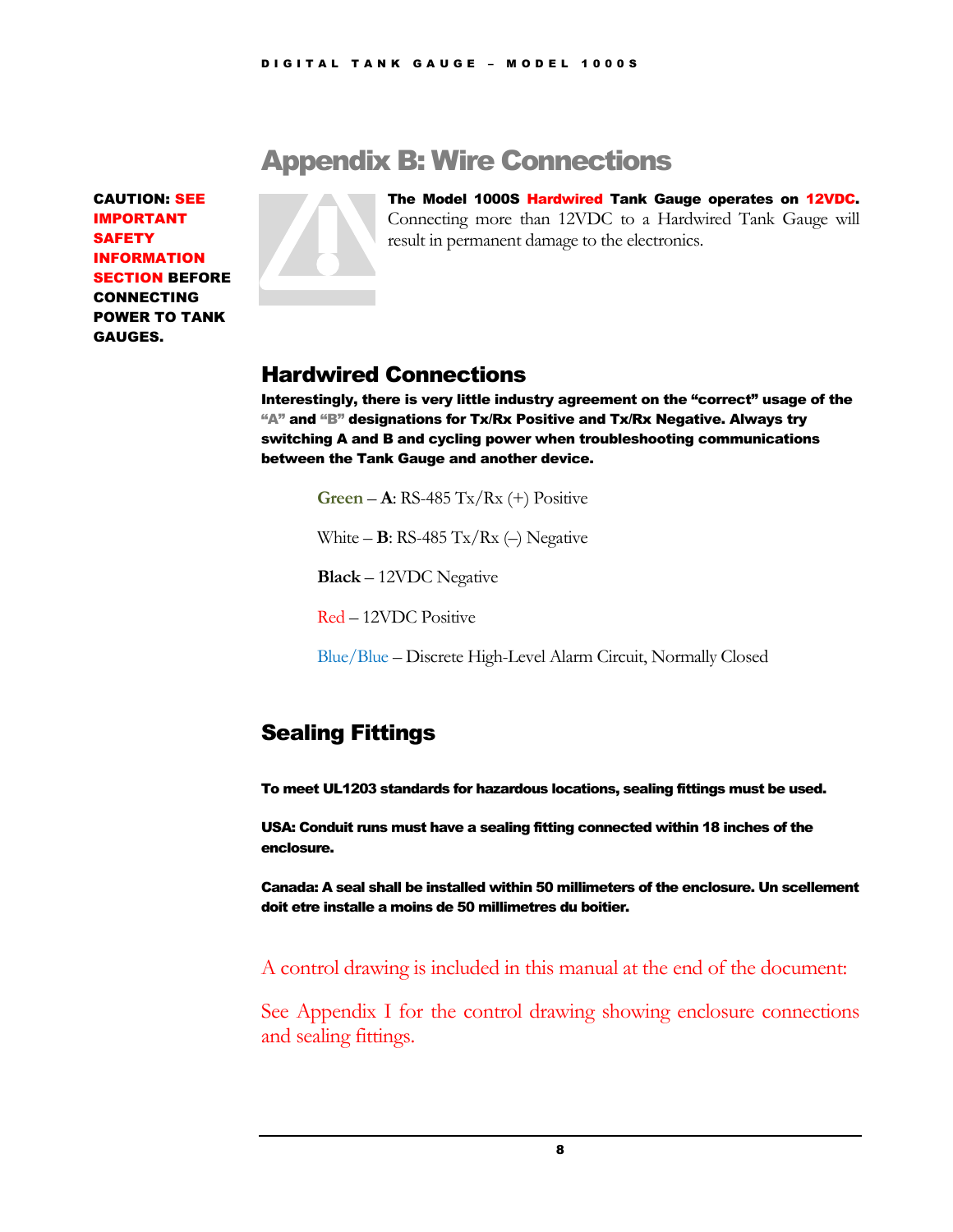# Appendix B: Wire Connections

**CAUTION: SEE IMPORTANT SAFETY INFORMATION SECTION BEFORE CONNECTING POWER TO TANK GAUGES.**

**The Model 1000S Hardwired Tank Gauge operates on 12VDC.** Connecting more than 12VDC to a Hardwired Tank Gauge will result in permanent damage to the electronics.

## Hardwired Connections

**Interestingly, there is very little industry agreement on the "correct" usage of the "A" and "B" designations for Tx/Rx Positive and Tx/Rx Negative. Always try switching A and B and cycling power when troubleshooting communications between the Tank Gauge and another device.**

**Green** – **A**: RS-485 Tx/Rx (+) Positive

White – **B**: RS-485 Tx/Rx (–) Negative

**Black** – 12VDC Negative

Red – 12VDC Positive

Blue/Blue – Discrete High-Level Alarm Circuit, Normally Closed

## Sealing Fittings

**To meet UL1203 standards for hazardous locations, sealing fittings must be used.**

**USA: Conduit runs must have a sealing fitting connected within 18 inches of the enclosure.**

**Canada: A seal shall be installed within 50 millimeters of the enclosure. Un scellement doit etre installe a moins de 50 millimetres du boitier.**

A control drawing is included in this manual at the end of the document:

See Appendix I for the control drawing showing enclosure connections and sealing fittings.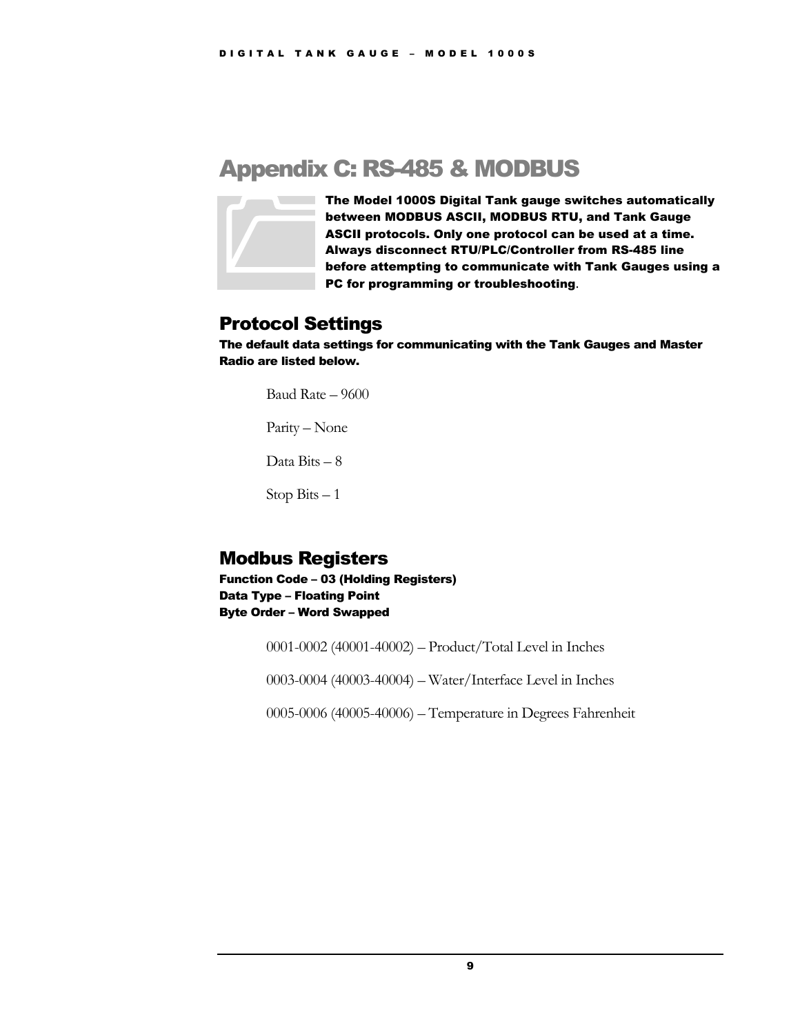# Appendix C: RS-485 & MODBUS

**The Model 1000S Digital Tank gauge switches automatically between MODBUS ASCII, MODBUS RTU, and Tank Gauge ASCII protocols. Only one protocol can be used at a time. Always disconnect RTU/PLC/Controller from RS-485 line before attempting to communicate with Tank Gauges using a PC for programming or troubleshooting**.

## Protocol Settings

**The default data settings for communicating with the Tank Gauges and Master Radio are listed below.**

Baud Rate – 9600

Parity – None

Data Bits – 8

Stop Bits – 1

## Modbus Registers

**Function Code – 03 (Holding Registers)**
**Data Type – Floating Point**
**Byte Order – Word Swapped**

0001-0002 (40001-40002) – Product/Total Level in Inches

0003-0004 (40003-40004) – Water/Interface Level in Inches

0005-0006 (40005-40006) – Temperature in Degrees Fahrenheit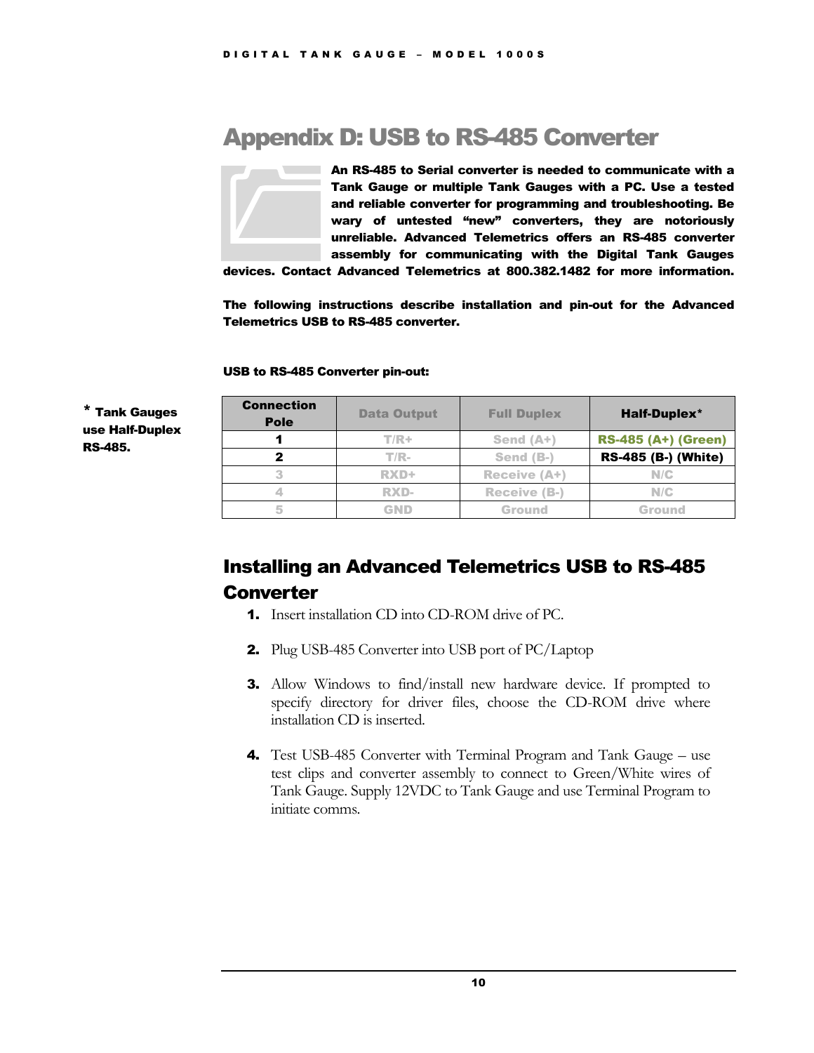#  Appendix D: USB to RS-485 Converter

**An RS-485 to Serial converter is needed to communicate with a Tank Gauge or multiple Tank Gauges with a PC. Use a tested and reliable converter for programming and troubleshooting. Be wary of untested "new" converters, they are notoriously unreliable. Advanced Telemetrics offers an RS-485 converter assembly for communicating with the Digital Tank Gauges devices. Contact Advanced Telemetrics at 800.382.1482 for more information.**

**The following instructions describe installation and pin-out for the Advanced Telemetrics USB to RS-485 converter.**

**USB to RS-485 Converter pin-out:**

**\* Tank Gauges use Half-Duplex RS-485.**

| Connection Pole | Data Output | Full Duplex | Half-Duplex* |
|---|---|---|---|
| 1 | T/R+ | Send (A+) | RS-485 (A+) (Green) |
| 2 | T/R- | Send (B-) | RS-485 (B-) (White) |
| 3 | RXD+ | Receive (A+) | N/C |
| 4 | RXD- | Receive (B-) | N/C |
| 5 | GND | Ground | Ground |

## Installing an Advanced Telemetrics USB to RS-485 Converter

1. Insert installation CD into CD-ROM drive of PC.
2. Plug USB-485 Converter into USB port of PC/Laptop
3. Allow Windows to find/install new hardware device. If prompted to specify directory for driver files, choose the CD-ROM drive where installation CD is inserted.
4. Test USB-485 Converter with Terminal Program and Tank Gauge – use test clips and converter assembly to connect to Green/White wires of Tank Gauge. Supply 12VDC to Tank Gauge and use Terminal Program to initiate comms.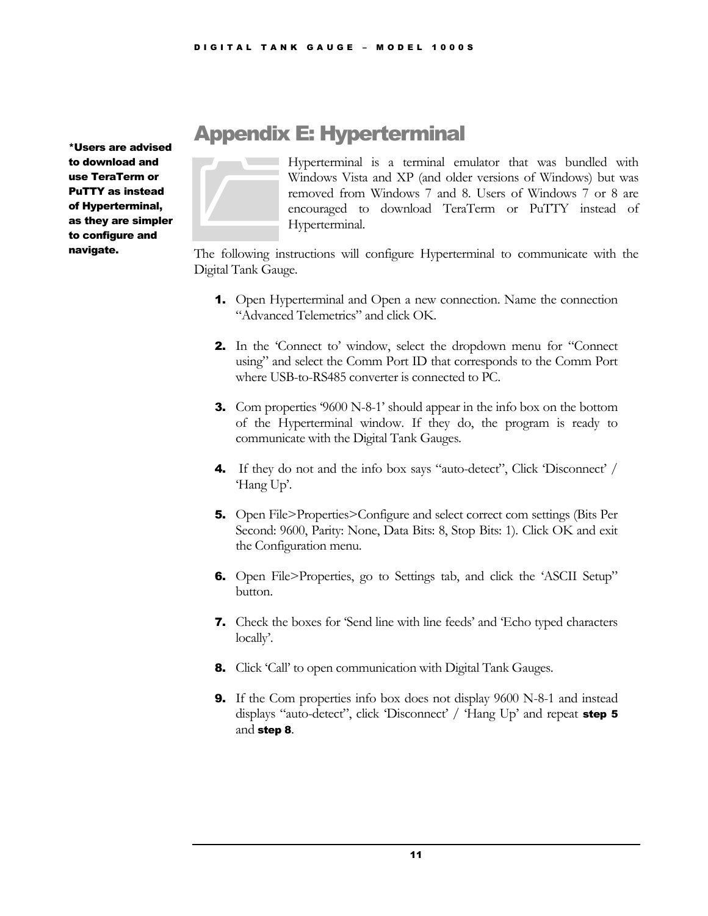# Appendix E: Hyperterminal

**\*Users are advised to download and use TeraTerm or PuTTY as instead of Hyperterminal, as they are simpler to configure and navigate.**

Hyperterminal is a terminal emulator that was bundled with Windows Vista and XP (and older versions of Windows) but was removed from Windows 7 and 8. Users of Windows 7 or 8 are encouraged to download TeraTerm or PuTTY instead of Hyperterminal.

The following instructions will configure Hyperterminal to communicate with the Digital Tank Gauge.

1. Open Hyperterminal and Open a new connection. Name the connection "Advanced Telemetrics" and click OK.

2. In the 'Connect to' window, select the dropdown menu for "Connect using" and select the Comm Port ID that corresponds to the Comm Port where USB-to-RS485 converter is connected to PC.

3. Com properties '9600 N-8-1' should appear in the info box on the bottom of the Hyperterminal window. If they do, the program is ready to communicate with the Digital Tank Gauges.

4. If they do not and the info box says "auto-detect", Click 'Disconnect' / 'Hang Up'.

5. Open File>Properties>Configure and select correct com settings (Bits Per Second: 9600, Parity: None, Data Bits: 8, Stop Bits: 1). Click OK and exit the Configuration menu.

6. Open File>Properties, go to Settings tab, and click the 'ASCII Setup" button.

7. Check the boxes for 'Send line with line feeds' and 'Echo typed characters locally'.

8. Click 'Call' to open communication with Digital Tank Gauges.

9. If the Com properties info box does not display 9600 N-8-1 and instead displays "auto-detect", click 'Disconnect' / 'Hang Up' and repeat **step 5** and **step 8**.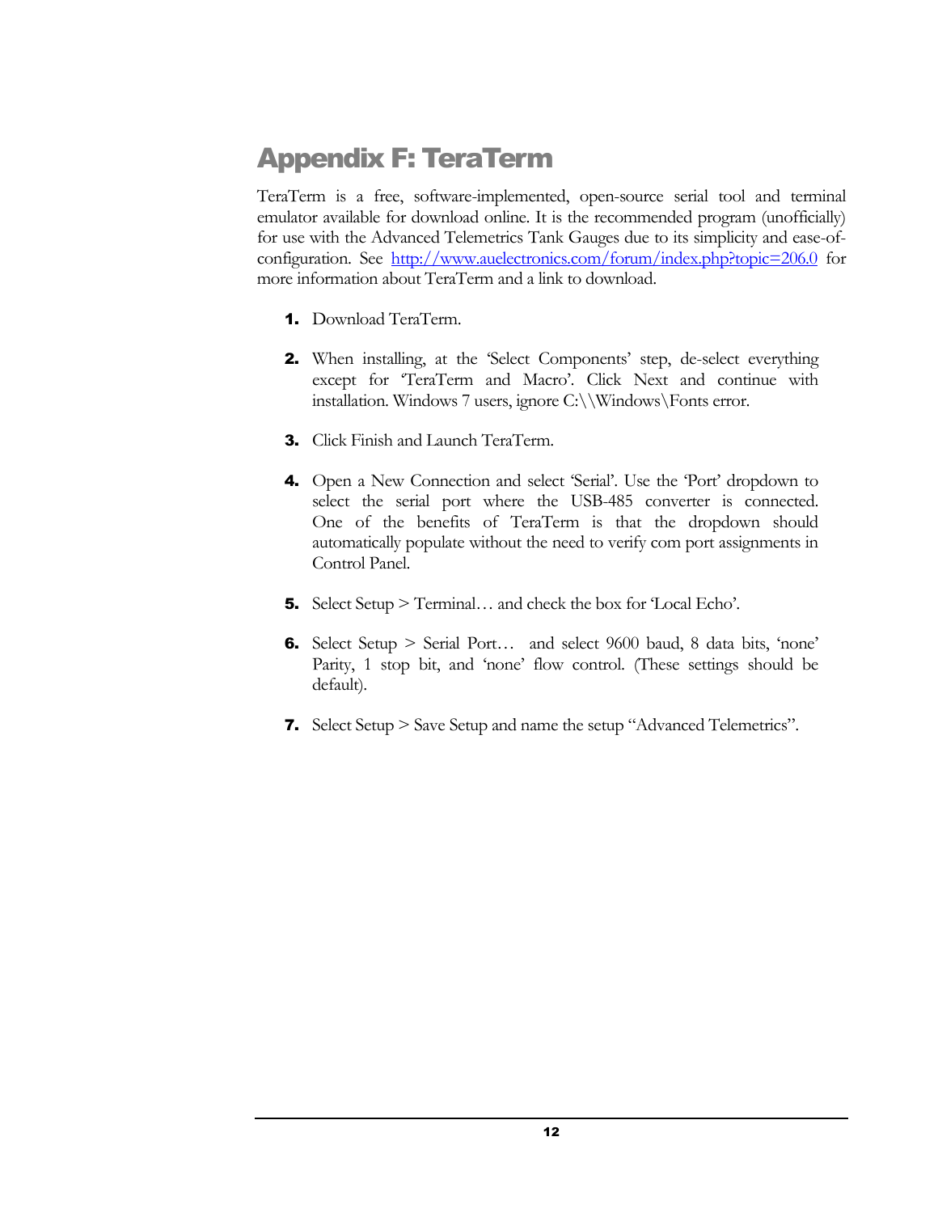# Appendix F: TeraTerm

TeraTerm is a free, software-implemented, open-source serial tool and terminal emulator available for download online. It is the recommended program (unofficially) for use with the Advanced Telemetrics Tank Gauges due to its simplicity and ease-of-configuration. See http://www.auelectronics.com/forum/index.php?topic=206.0 for more information about TeraTerm and a link to download.

1. Download TeraTerm.

2. When installing, at the 'Select Components' step, de-select everything except for 'TeraTerm and Macro'. Click Next and continue with installation. Windows 7 users, ignore C:\\Windows\Fonts error.

3. Click Finish and Launch TeraTerm.

4. Open a New Connection and select 'Serial'. Use the 'Port' dropdown to select the serial port where the USB-485 converter is connected. One of the benefits of TeraTerm is that the dropdown should automatically populate without the need to verify com port assignments in Control Panel.

5. Select Setup > Terminal… and check the box for 'Local Echo'.

6. Select Setup > Serial Port… and select 9600 baud, 8 data bits, 'none' Parity, 1 stop bit, and 'none' flow control. (These settings should be default).

7. Select Setup > Save Setup and name the setup "Advanced Telemetrics".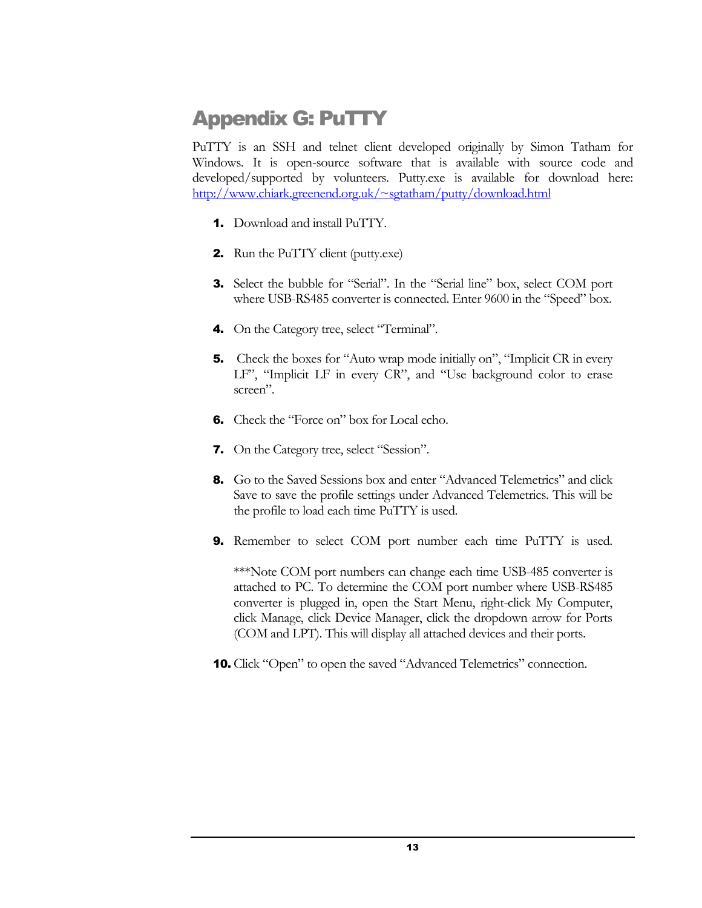# Appendix G: PuTTY

PuTTY is an SSH and telnet client developed originally by Simon Tatham for Windows. It is open-source software that is available with source code and developed/supported by volunteers. Putty.exe is available for download here: http://www.chiark.greenend.org.uk/~sgtatham/putty/download.html

1. Download and install PuTTY.

2. Run the PuTTY client (putty.exe)

3. Select the bubble for "Serial". In the "Serial line" box, select COM port where USB-RS485 converter is connected. Enter 9600 in the "Speed" box.

4. On the Category tree, select "Terminal".

5. Check the boxes for "Auto wrap mode initially on", "Implicit CR in every LF", "Implicit LF in every CR", and "Use background color to erase screen".

6. Check the "Force on" box for Local echo.

7. On the Category tree, select "Session".

8. Go to the Saved Sessions box and enter "Advanced Telemetrics" and click Save to save the profile settings under Advanced Telemetrics. This will be the profile to load each time PuTTY is used.

9. Remember to select COM port number each time PuTTY is used.

   ***Note COM port numbers can change each time USB-485 converter is attached to PC. To determine the COM port number where USB-RS485 converter is plugged in, open the Start Menu, right-click My Computer, click Manage, click Device Manager, click the dropdown arrow for Ports (COM and LPT). This will display all attached devices and their ports.

10. Click "Open" to open the saved "Advanced Telemetrics" connection.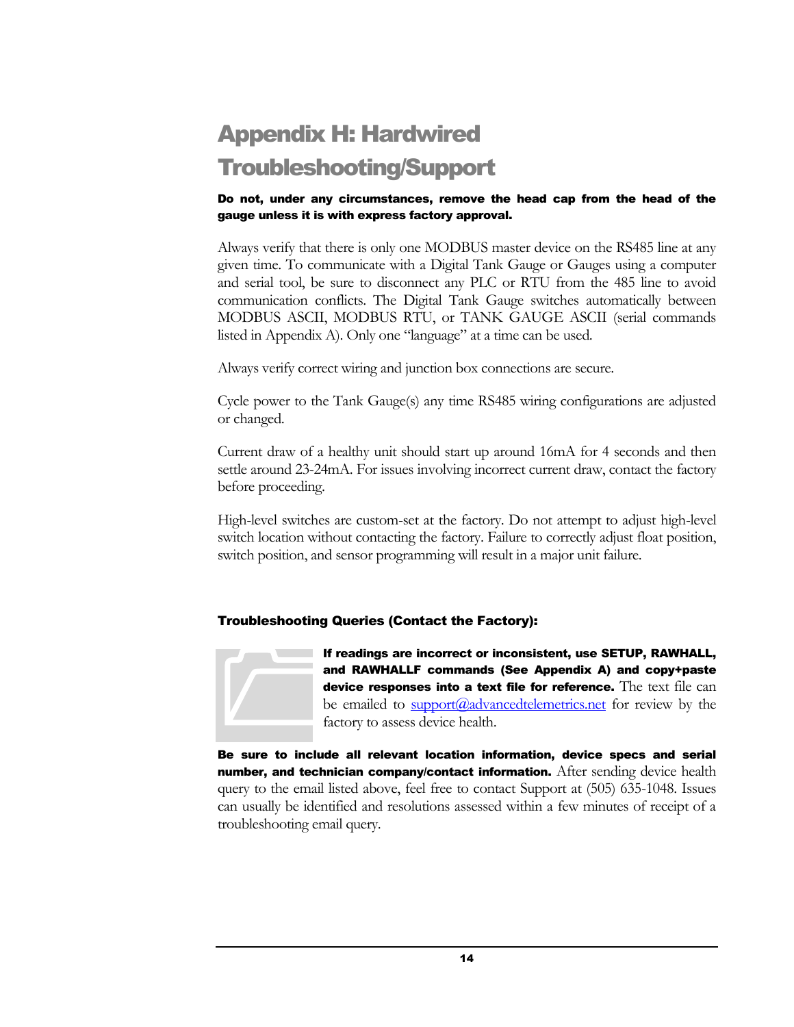# Appendix H: Hardwired Troubleshooting/Support

**Do not, under any circumstances, remove the head cap from the head of the gauge unless it is with express factory approval.**

Always verify that there is only one MODBUS master device on the RS485 line at any given time. To communicate with a Digital Tank Gauge or Gauges using a computer and serial tool, be sure to disconnect any PLC or RTU from the 485 line to avoid communication conflicts. The Digital Tank Gauge switches automatically between MODBUS ASCII, MODBUS RTU, or TANK GAUGE ASCII (serial commands listed in Appendix A). Only one "language" at a time can be used.

Always verify correct wiring and junction box connections are secure.

Cycle power to the Tank Gauge(s) any time RS485 wiring configurations are adjusted or changed.

Current draw of a healthy unit should start up around 16mA for 4 seconds and then settle around 23-24mA. For issues involving incorrect current draw, contact the factory before proceeding.

High-level switches are custom-set at the factory. Do not attempt to adjust high-level switch location without contacting the factory. Failure to correctly adjust float position, switch position, and sensor programming will result in a major unit failure.

### Troubleshooting Queries (Contact the Factory):

**If readings are incorrect or inconsistent, use SETUP, RAWHALL, and RAWHALLF commands (See Appendix A) and copy+paste device responses into a text file for reference.** The text file can be emailed to support@advancedtelemetrics.net for review by the factory to assess device health.

**Be sure to include all relevant location information, device specs and serial number, and technician company/contact information.** After sending device health query to the email listed above, feel free to contact Support at (505) 635-1048. Issues can usually be identified and resolutions assessed within a few minutes of receipt of a troubleshooting email query.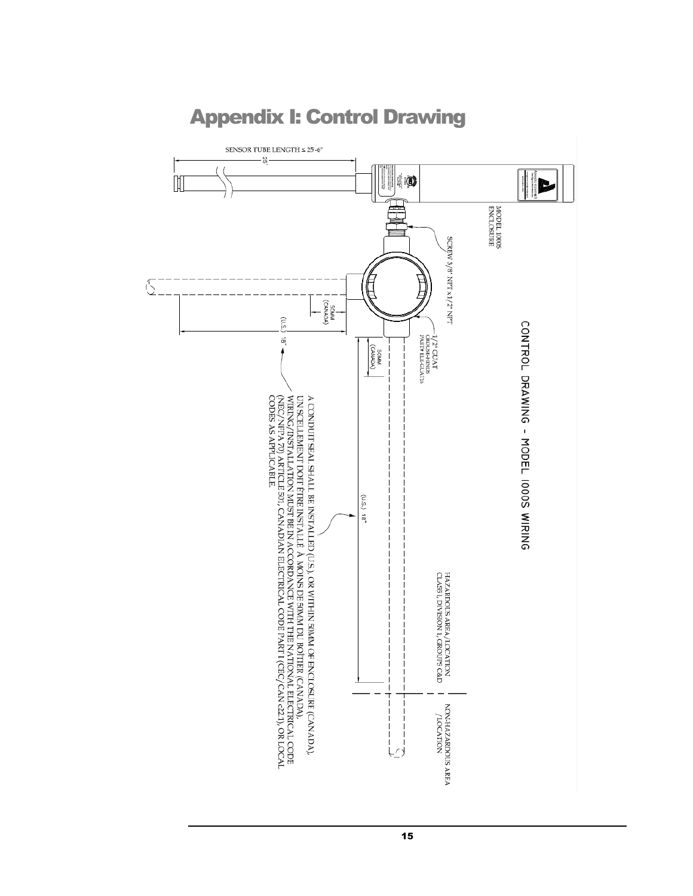# Appendix I: Control Drawing

CONTROL DRAWING - MODEL 1000S WIRING

SENSOR TUBE LENGTH ≤ 25'-6"

25'

MODEL 1000S
ENCLOSURE

SCREW 3/8" NPT x 1/2" NPT

1/2" GUAT
CROUSE-HINDS
PART# ELE-GUAT16

50MM
(CANADA)

(U.S.) 18"

50MM
(CANADA)

(U.S.) 18"

A CONDUIT SEAL SHALL BE INSTALLED (U.S.), OR WITHIN 50MM OF ENCLOSURE (CANADA),
UN SCELLEMENT DOIT ÊTRE INSTALLÉ À MOINS DE 50MM DU BOÎTIER (CANADA).
WIRING/INSTALLATION MUST BE IN ACCORDANCE WITH THE NATIONAL ELECTRICAL CODE
(NEC/NFPA 70) ARTICLE 501, CANADIAN ELECTRICAL CODE PART I (CEC/CAN c22.1), OR LOCAL
CODES AS APPLICABLE.

HAZARDOUS AREA/LOCATION
CLASS I, DIVISION 1, GROUPS C&D

NON-HAZARDOUS AREA
/LOCATION